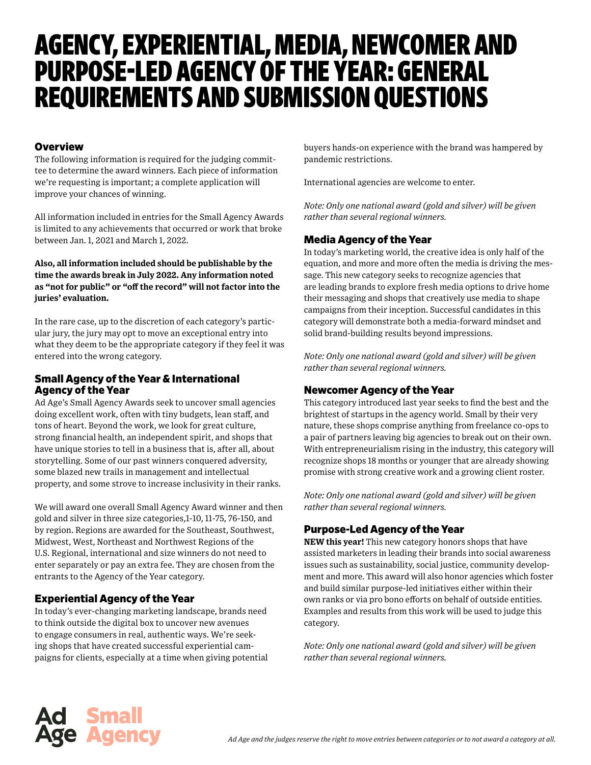# AGENCY, EXPERIENTIAL, MEDIA, NEWCOMER AND PURPOSE-LED AGENCY OF THE YEAR: GENERAL REQUIREMENTS AND SUBMISSION QUESTIONS

## Overview

The following information is required for the judging committee to determine the award winners. Each piece of information we're requesting is important; a complete application will improve your chances of winning.

All information included in entries for the Small Agency Awards is limited to any achievements that occurred or work that broke between Jan. 1, 2021 and March 1, 2022.

**Also, all information included should be publishable by the time the awards break in July 2022. Any information noted as "not for public" or "off the record" will not factor into the juries' evaluation.**

In the rare case, up to the discretion of each category's particular jury, the jury may opt to move an exceptional entry into what they deem to be the appropriate category if they feel it was entered into the wrong category.

## Small Agency of the Year & International Agency of the Year

Ad Age's Small Agency Awards seek to uncover small agencies doing excellent work, often with tiny budgets, lean staff, and tons of heart. Beyond the work, we look for great culture, strong financial health, an independent spirit, and shops that have unique stories to tell in a business that is, after all, about storytelling. Some of our past winners conquered adversity, some blazed new trails in management and intellectual property, and some strove to increase inclusivity in their ranks.

We will award one overall Small Agency Award winner and then gold and silver in three size categories,1-10, 11-75, 76-150, and by region. Regions are awarded for the Southeast, Southwest, Midwest, West, Northeast and Northwest Regions of the U.S. Regional, international and size winners do not need to enter separately or pay an extra fee. They are chosen from the entrants to the Agency of the Year category.

## Experiential Agency of the Year

In today's ever-changing marketing landscape, brands need to think outside the digital box to uncover new avenues to engage consumers in real, authentic ways. We're seeking shops that have created successful experiential campaigns for clients, especially at a time when giving potential buyers hands-on experience with the brand was hampered by pandemic restrictions.

International agencies are welcome to enter.

*Note: Only one national award (gold and silver) will be given rather than several regional winners.*

## Media Agency of the Year

In today's marketing world, the creative idea is only half of the equation, and more and more often the media is driving the message. This new category seeks to recognize agencies that are leading brands to explore fresh media options to drive home their messaging and shops that creatively use media to shape campaigns from their inception. Successful candidates in this category will demonstrate both a media-forward mindset and solid brand-building results beyond impressions.

*Note: Only one national award (gold and silver) will be given rather than several regional winners.*

## Newcomer Agency of the Year

This category introduced last year seeks to find the best and the brightest of startups in the agency world. Small by their very nature, these shops comprise anything from freelance co-ops to a pair of partners leaving big agencies to break out on their own. With entrepreneurialism rising in the industry, this category will recognize shops 18 months or younger that are already showing promise with strong creative work and a growing client roster.

*Note: Only one national award (gold and silver) will be given rather than several regional winners.*

## Purpose-Led Agency of the Year

**NEW this year!** This new category honors shops that have assisted marketers in leading their brands into social awareness issues such as sustainability, social justice, community development and more. This award will also honor agencies which foster and build similar purpose-led initiatives either within their own ranks or via pro bono efforts on behalf of outside entities. Examples and results from this work will be used to judge this category.

*Note: Only one national award (gold and silver) will be given rather than several regional winners.*

*Ad Age and the judges reserve the right to move entries between categories or to not award a category at all.*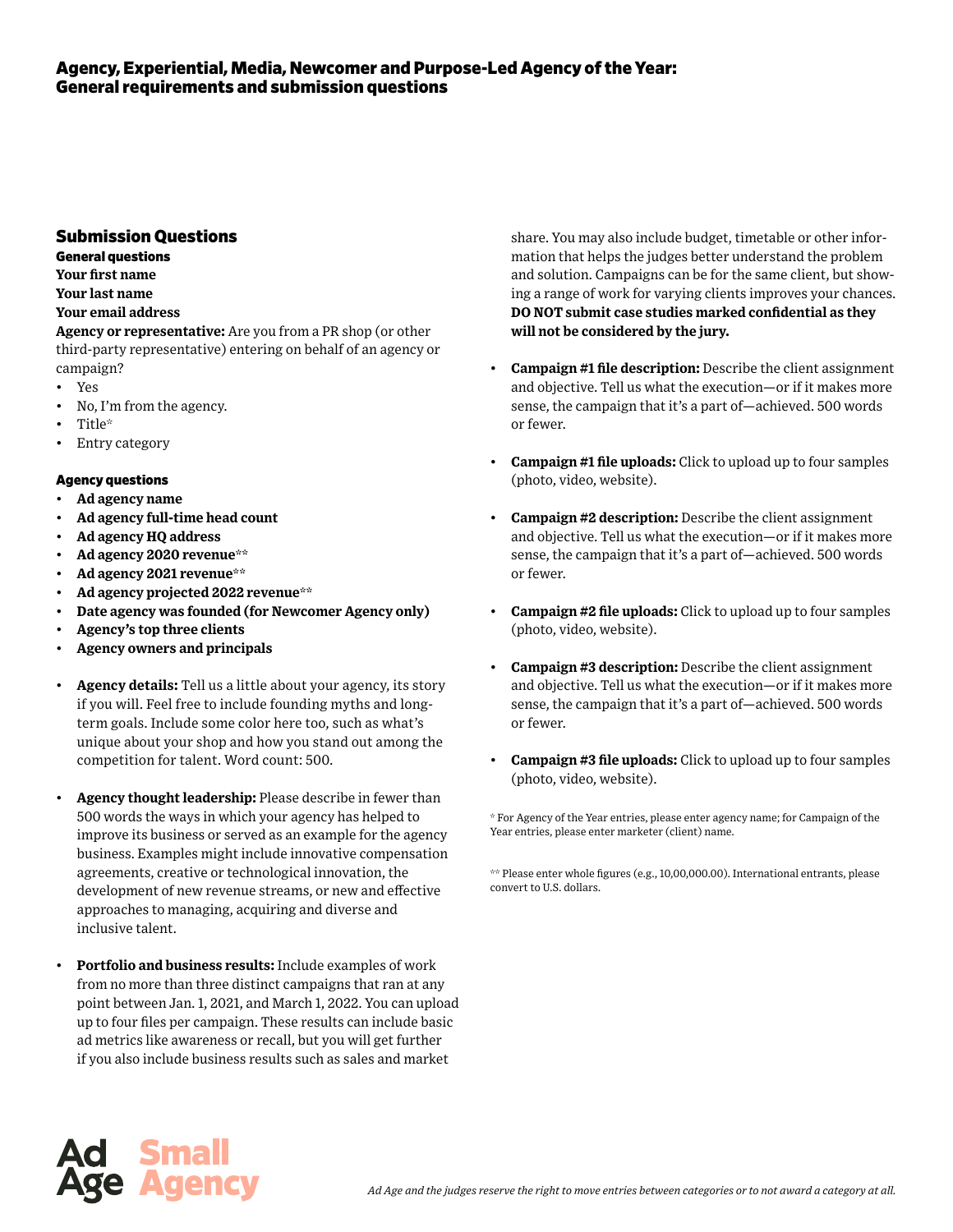## Agency, Experiential, Media, Newcomer and Purpose-Led Agency of the Year: General requirements and submission questions

### Submission Questions

**General questions**

**Your first name**

**Your last name**

**Your email address**

**Agency or representative:** Are you from a PR shop (or other third-party representative) entering on behalf of an agency or campaign?

- Yes
- No, I'm from the agency.
- Title*
- Entry category

**Agency questions**

- **Ad agency name**
- **Ad agency full-time head count**
- **Ad agency HQ address**
- **Ad agency 2020 revenue****
- **Ad agency 2021 revenue****
- **Ad agency projected 2022 revenue****
- **Date agency was founded (for Newcomer Agency only)**
- **Agency's top three clients**
- **Agency owners and principals**

- **Agency details:** Tell us a little about your agency, its story if you will. Feel free to include founding myths and long-term goals. Include some color here too, such as what's unique about your shop and how you stand out among the competition for talent. Word count: 500.

- **Agency thought leadership:** Please describe in fewer than 500 words the ways in which your agency has helped to improve its business or served as an example for the agency business. Examples might include innovative compensation agreements, creative or technological innovation, the development of new revenue streams, or new and effective approaches to managing, acquiring and diverse and inclusive talent.

- **Portfolio and business results:** Include examples of work from no more than three distinct campaigns that ran at any point between Jan. 1, 2021, and March 1, 2022. You can upload up to four files per campaign. These results can include basic ad metrics like awareness or recall, but you will get further if you also include business results such as sales and market share. You may also include budget, timetable or other information that helps the judges better understand the problem and solution. Campaigns can be for the same client, but showing a range of work for varying clients improves your chances. **DO NOT submit case studies marked confidential as they will not be considered by the jury.**

- **Campaign #1 file description:** Describe the client assignment and objective. Tell us what the execution—or if it makes more sense, the campaign that it's a part of—achieved. 500 words or fewer.

- **Campaign #1 file uploads:** Click to upload up to four samples (photo, video, website).

- **Campaign #2 description:** Describe the client assignment and objective. Tell us what the execution—or if it makes more sense, the campaign that it's a part of—achieved. 500 words or fewer.

- **Campaign #2 file uploads:** Click to upload up to four samples (photo, video, website).

- **Campaign #3 description:** Describe the client assignment and objective. Tell us what the execution—or if it makes more sense, the campaign that it's a part of—achieved. 500 words or fewer.

- **Campaign #3 file uploads:** Click to upload up to four samples (photo, video, website).

* For Agency of the Year entries, please enter agency name; for Campaign of the Year entries, please enter marketer (client) name.

** Please enter whole figures (e.g., 10,00,000.00). International entrants, please convert to U.S. dollars.

*Ad Age and the judges reserve the right to move entries between categories or to not award a category at all.*